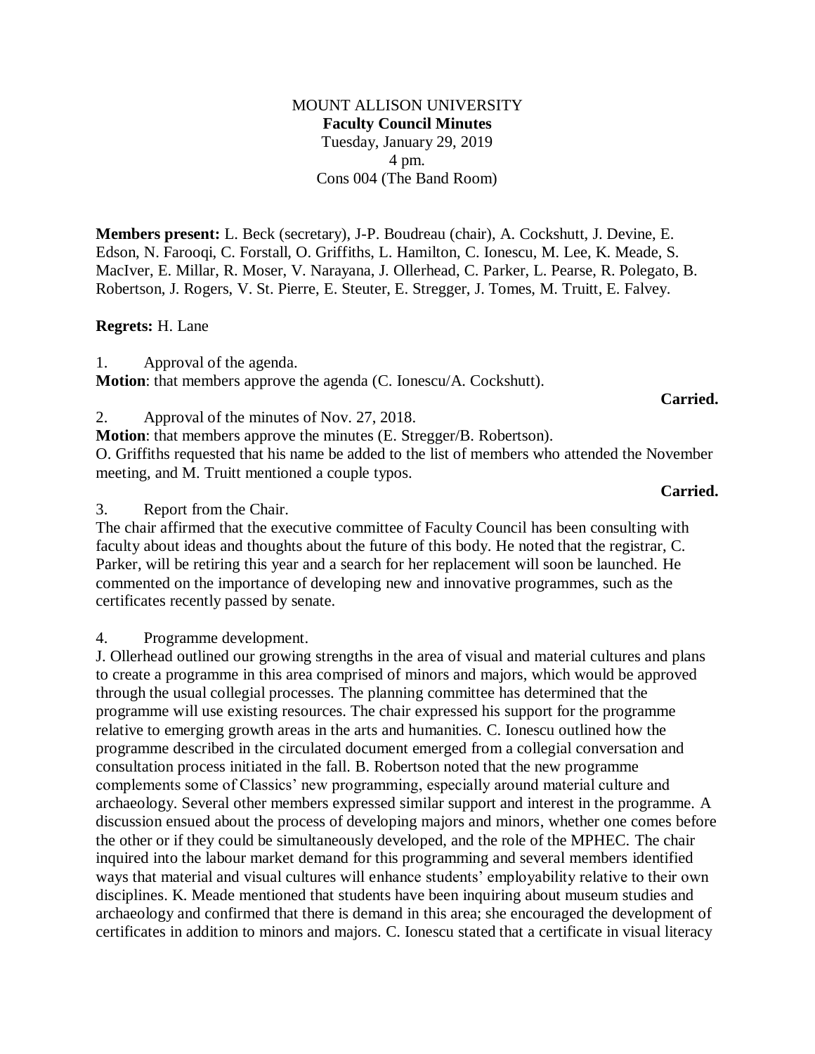MOUNT ALLISON UNIVERSITY

**Faculty Council Minutes**

Tuesday, January 29, 2019

4 pm.

Cons 004 (The Band Room)

**Members present:** L. Beck (secretary), J-P. Boudreau (chair), A. Cockshutt, J. Devine, E. Edson, N. Farooqi, C. Forstall, O. Griffiths, L. Hamilton, C. Ionescu, M. Lee, K. Meade, S. MacIver, E. Millar, R. Moser, V. Narayana, J. Ollerhead, C. Parker, L. Pearse, R. Polegato, B. Robertson, J. Rogers, V. St. Pierre, E. Steuter, E. Stregger, J. Tomes, M. Truitt, E. Falvey.

**Regrets:** H. Lane

1. Approval of the agenda.

**Motion**: that members approve the agenda (C. Ionescu/A. Cockshutt).

**Carried.**

2. Approval of the minutes of Nov. 27, 2018.

**Motion**: that members approve the minutes (E. Stregger/B. Robertson).

O. Griffiths requested that his name be added to the list of members who attended the November meeting, and M. Truitt mentioned a couple typos.

**Carried.**

3. Report from the Chair.

The chair affirmed that the executive committee of Faculty Council has been consulting with faculty about ideas and thoughts about the future of this body. He noted that the registrar, C. Parker, will be retiring this year and a search for her replacement will soon be launched. He commented on the importance of developing new and innovative programmes, such as the certificates recently passed by senate.

4. Programme development.

J. Ollerhead outlined our growing strengths in the area of visual and material cultures and plans to create a programme in this area comprised of minors and majors, which would be approved through the usual collegial processes. The planning committee has determined that the programme will use existing resources. The chair expressed his support for the programme relative to emerging growth areas in the arts and humanities. C. Ionescu outlined how the programme described in the circulated document emerged from a collegial conversation and consultation process initiated in the fall. B. Robertson noted that the new programme complements some of Classics' new programming, especially around material culture and archaeology. Several other members expressed similar support and interest in the programme. A discussion ensued about the process of developing majors and minors, whether one comes before the other or if they could be simultaneously developed, and the role of the MPHEC. The chair inquired into the labour market demand for this programming and several members identified ways that material and visual cultures will enhance students' employability relative to their own disciplines. K. Meade mentioned that students have been inquiring about museum studies and archaeology and confirmed that there is demand in this area; she encouraged the development of certificates in addition to minors and majors. C. Ionescu stated that a certificate in visual literacy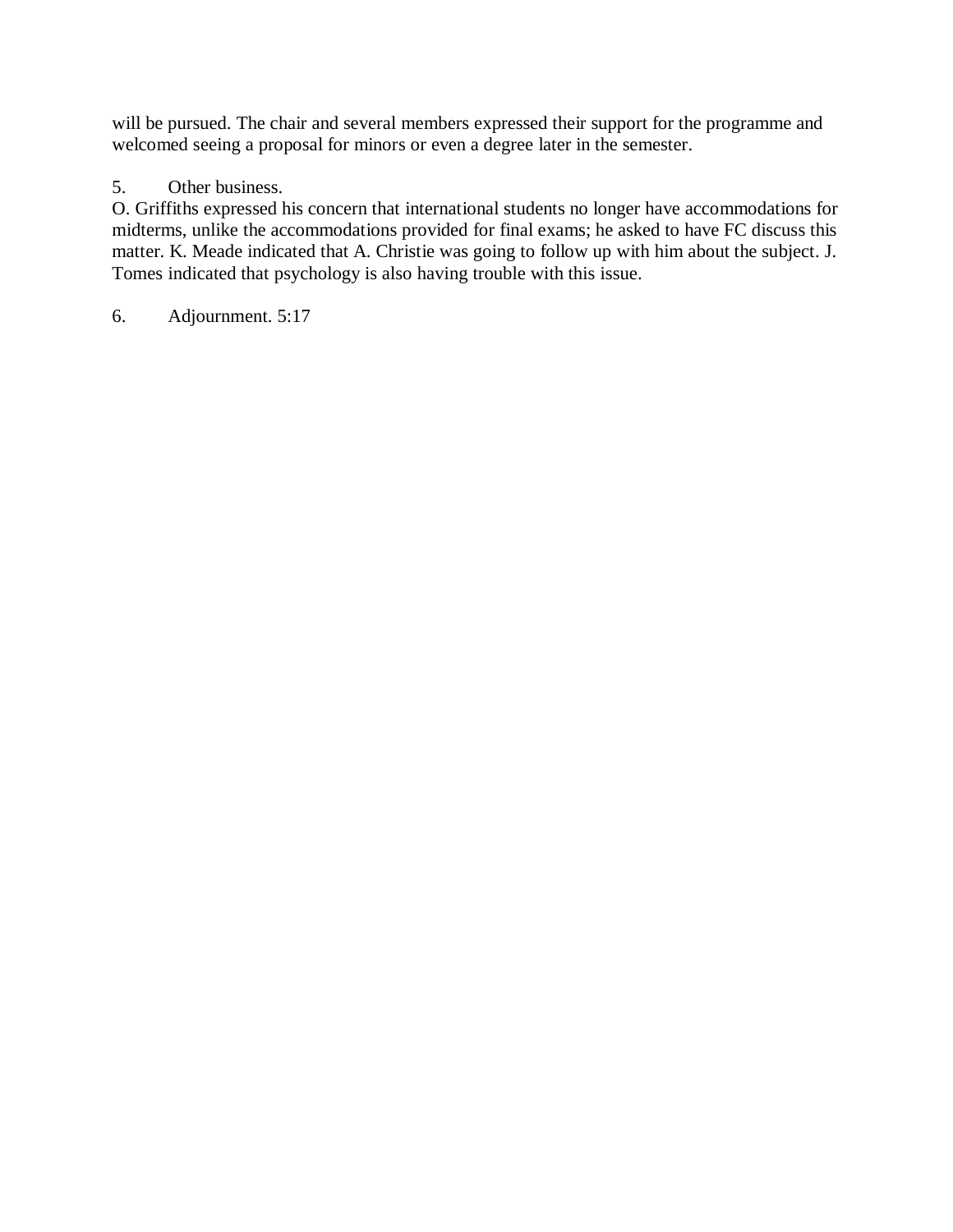will be pursued. The chair and several members expressed their support for the programme and welcomed seeing a proposal for minors or even a degree later in the semester.

5. Other business.

O. Griffiths expressed his concern that international students no longer have accommodations for midterms, unlike the accommodations provided for final exams; he asked to have FC discuss this matter. K. Meade indicated that A. Christie was going to follow up with him about the subject. J. Tomes indicated that psychology is also having trouble with this issue.

6. Adjournment. 5:17